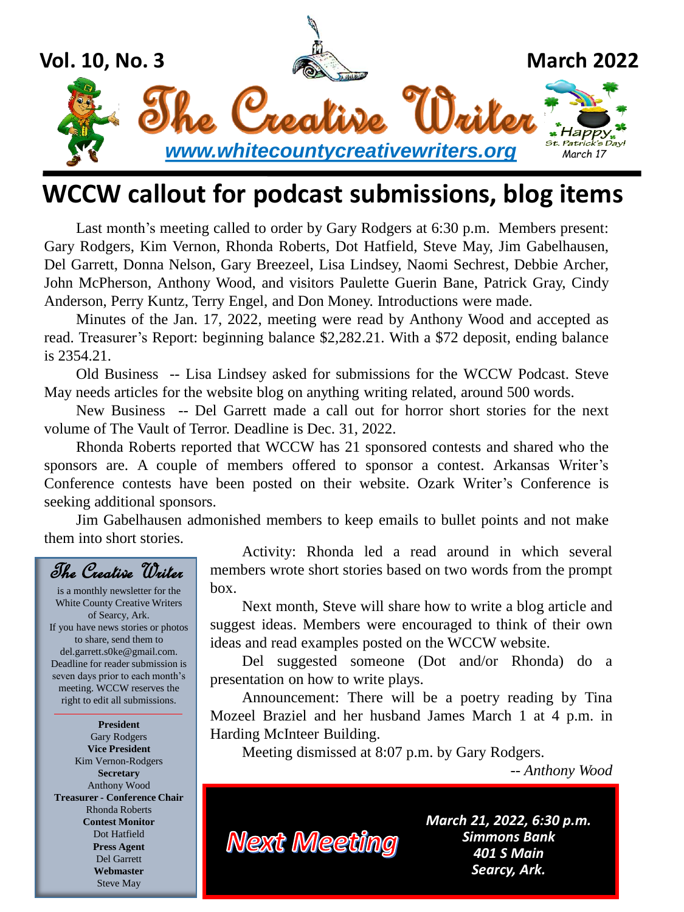Vol. 10, No. 3

March 2022

# The Creative Writer

*www.whitecountycreativewriters.org*

Happy St. Patrick's Day! March 17

# WCCW callout for podcast submissions, blog items

Last month's meeting called to order by Gary Rodgers at 6:30 p.m. Members present: Gary Rodgers, Kim Vernon, Rhonda Roberts, Dot Hatfield, Steve May, Jim Gabelhausen, Del Garrett, Donna Nelson, Gary Breezeel, Lisa Lindsey, Naomi Sechrest, Debbie Archer, John McPherson, Anthony Wood, and visitors Paulette Guerin Bane, Patrick Gray, Cindy Anderson, Perry Kuntz, Terry Engel, and Don Money. Introductions were made.

Minutes of the Jan. 17, 2022, meeting were read by Anthony Wood and accepted as read. Treasurer's Report: beginning balance $2,282.21. With a $72 deposit, ending balance is 2354.21.

Old Business -- Lisa Lindsey asked for submissions for the WCCW Podcast. Steve May needs articles for the website blog on anything writing related, around 500 words.

New Business -- Del Garrett made a call out for horror short stories for the next volume of The Vault of Terror. Deadline is Dec. 31, 2022.

Rhonda Roberts reported that WCCW has 21 sponsored contests and shared who the sponsors are. A couple of members offered to sponsor a contest. Arkansas Writer's Conference contests have been posted on their website. Ozark Writer's Conference is seeking additional sponsors.

Jim Gabelhausen admonished members to keep emails to bullet points and not make them into short stories.

Activity: Rhonda led a read around in which several members wrote short stories based on two words from the prompt box.

Next month, Steve will share how to write a blog article and suggest ideas. Members were encouraged to think of their own ideas and read examples posted on the WCCW website.

Del suggested someone (Dot and/or Rhonda) do a presentation on how to write plays.

Announcement: There will be a poetry reading by Tina Mozeel Braziel and her husband James March 1 at 4 p.m. in Harding McInteer Building.

Meeting dismissed at 8:07 p.m. by Gary Rodgers.

-- *Anthony Wood*

**The Creative Writer**

is a monthly newsletter for the White County Creative Writers of Searcy, Ark. If you have news stories or photos to share, send them to del.garrett.s0ke@gmail.com. Deadline for reader submission is seven days prior to each month's meeting. WCCW reserves the right to edit all submissions.

**President**
Gary Rodgers
**Vice President**
Kim Vernon-Rodgers
**Secretary**
Anthony Wood
**Treasurer - Conference Chair**
Rhonda Roberts
**Contest Monitor**
Dot Hatfield
**Press Agent**
Del Garrett
**Webmaster**
Steve May

**Next Meeting**

***March 21, 2022, 6:30 p.m.***
***Simmons Bank***
***401 S Main***
***Searcy, Ark.***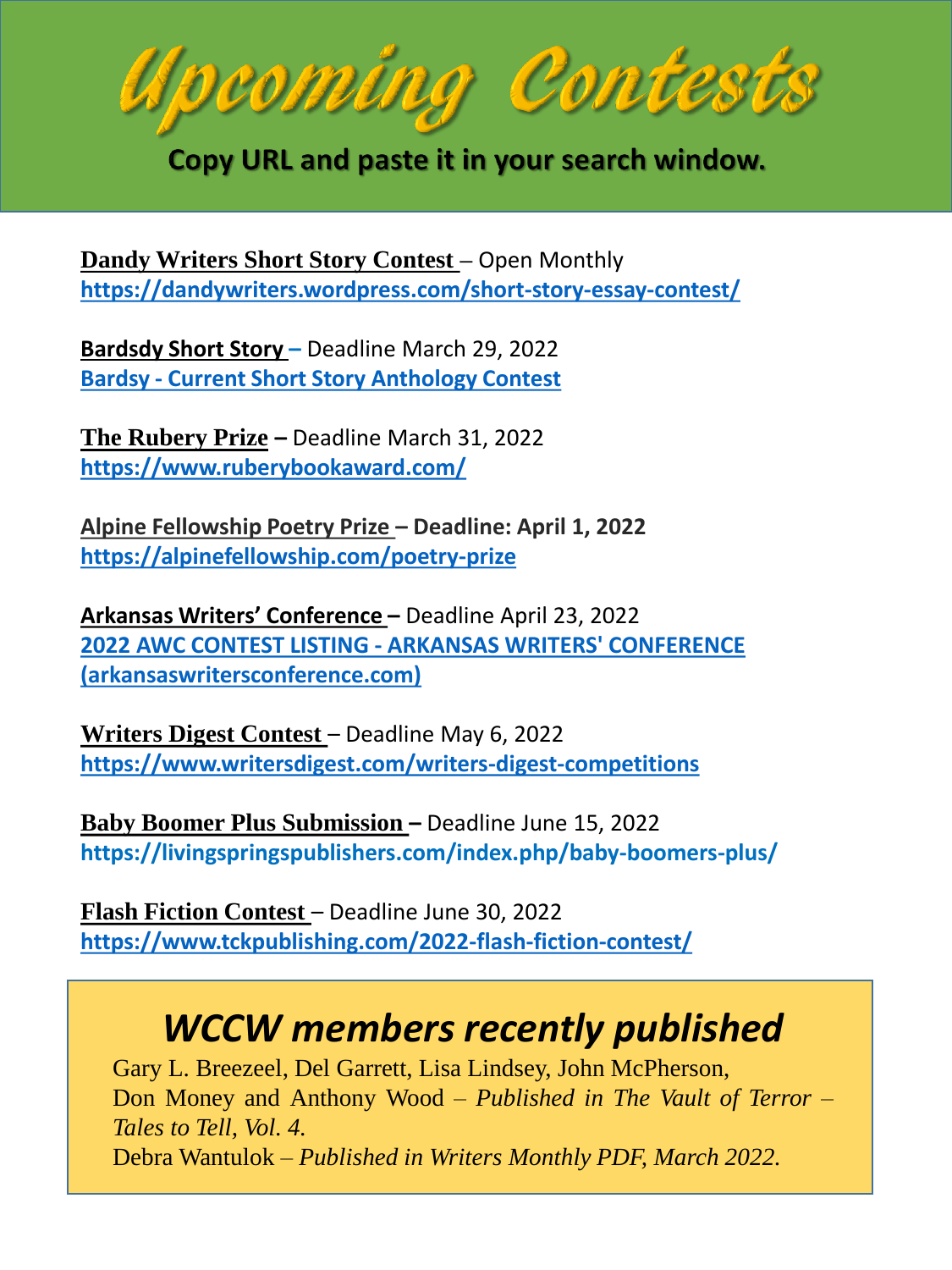# Upcoming Contests

**Copy URL and paste it in your search window.**

**Dandy Writers Short Story Contest** – Open Monthly
https://dandywriters.wordpress.com/short-story-essay-contest/

**Bardsdy Short Story** – Deadline March 29, 2022
Bardsy - Current Short Story Anthology Contest

**The Rubery Prize** – Deadline March 31, 2022
https://www.ruberybookaward.com/

**Alpine Fellowship Poetry Prize** – **Deadline: April 1, 2022**
https://alpinefellowship.com/poetry-prize

**Arkansas Writers' Conference** – Deadline April 23, 2022
2022 AWC CONTEST LISTING - ARKANSAS WRITERS' CONFERENCE (arkansaswritersconference.com)

**Writers Digest Contest** – Deadline May 6, 2022
https://www.writersdigest.com/writers-digest-competitions

**Baby Boomer Plus Submission** – Deadline June 15, 2022
https://livingspringspublishers.com/index.php/baby-boomers-plus/

**Flash Fiction Contest** – Deadline June 30, 2022
https://www.tckpublishing.com/2022-flash-fiction-contest/

## *WCCW members recently published*

Gary L. Breezeel, Del Garrett, Lisa Lindsey, John McPherson, Don Money and Anthony Wood – *Published in The Vault of Terror – Tales to Tell, Vol. 4.*

Debra Wantulok – *Published in Writers Monthly PDF, March 2022.*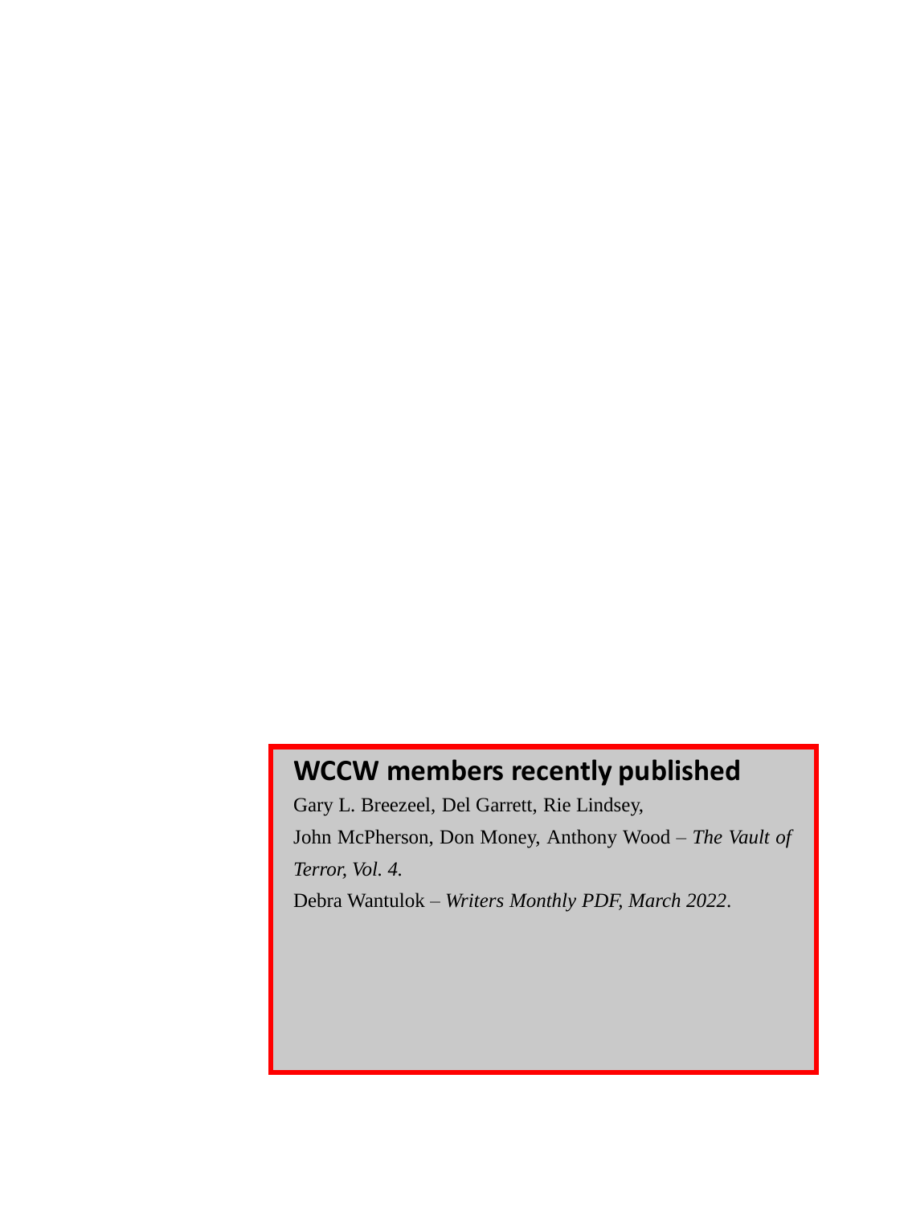## WCCW members recently published

Gary L. Breezeel, Del Garrett, Rie Lindsey, John McPherson, Don Money, Anthony Wood – *The Vault of Terror, Vol. 4.*

Debra Wantulok – *Writers Monthly PDF, March 2022*.